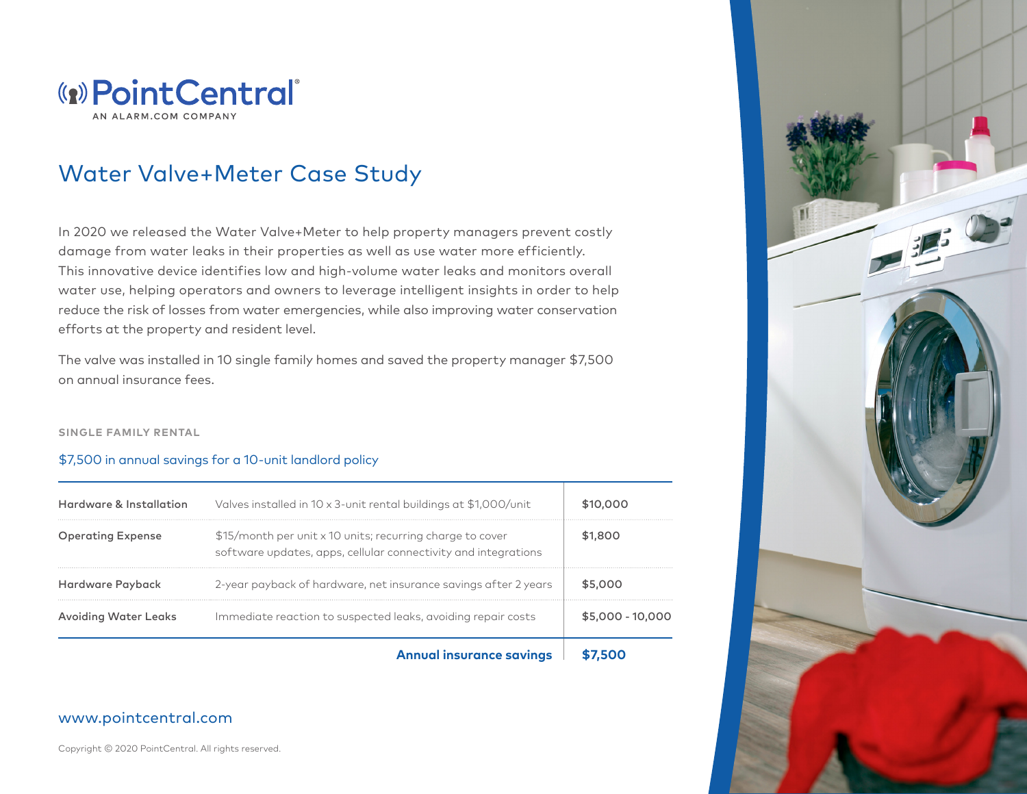# PointCentral

AN ALARM.COM COMPANY

## Water Valve+Meter Case Study

In 2020 we released the Water Valve+Meter to help property managers prevent costly damage from water leaks in their properties as well as use water more efficiently. This innovative device identifies low and high-volume water leaks and monitors overall water use, helping operators and owners to leverage intelligent insights in order to help reduce the risk of losses from water emergencies, while also improving water conservation efforts at the property and resident level.

The valve was installed in 10 single family homes and saved the property manager $7,500 on annual insurance fees.

**SINGLE FAMILY RENTAL**

$7,500 in annual savings for a 10-unit landlord policy

| | | |
|---|---|---|
| **Hardware & Installation** | Valves installed in 10 x 3-unit rental buildings at $1,000/unit | $10,000 |
| **Operating Expense** | $15/month per unit x 10 units; recurring charge to cover software updates, apps, cellular connectivity and integrations | $1,800 |
| **Hardware Payback** | 2-year payback of hardware, net insurance savings after 2 years | $5,000 |
| **Avoiding Water Leaks** | Immediate reaction to suspected leaks, avoiding repair costs | $5,000 - 10,000 |
| | **Annual insurance savings** | **$7,500** |

www.pointcentral.com

Copyright © 2020 PointCentral. All rights reserved.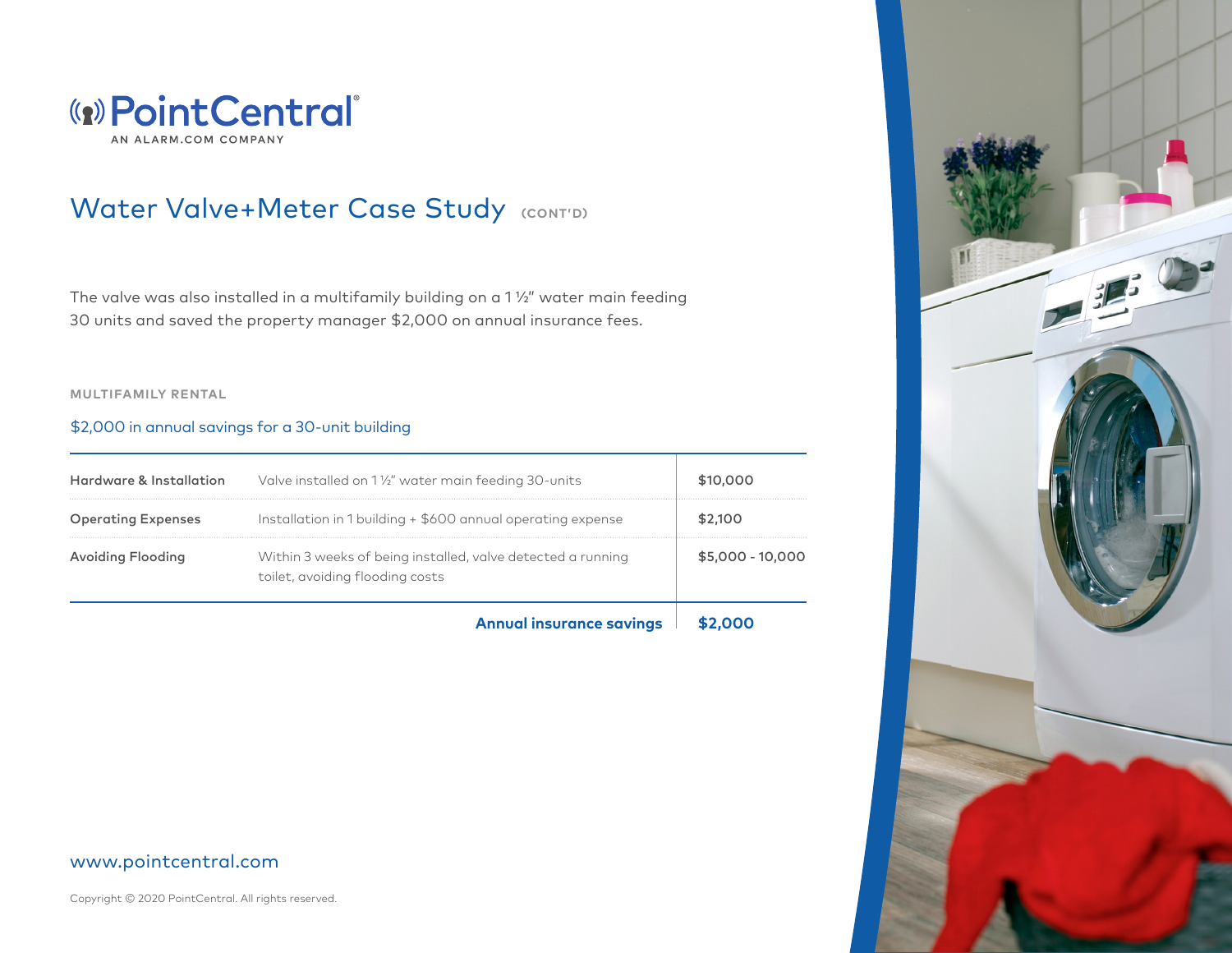PointCentral®
AN ALARM.COM COMPANY

# Water Valve+Meter Case Study (CONT'D)

The valve was also installed in a multifamily building on a 1 ½" water main feeding 30 units and saved the property manager $2,000 on annual insurance fees.

**MULTIFAMILY RENTAL**

$2,000 in annual savings for a 30-unit building

| | | |
|---|---|---|
| **Hardware & Installation** | Valve installed on 1 ½" water main feeding 30-units | **$10,000** |
| **Operating Expenses** | Installation in 1 building + $600 annual operating expense | **$2,100** |
| **Avoiding Flooding** | Within 3 weeks of being installed, valve detected a running toilet, avoiding flooding costs | **$5,000 - 10,000** |
| | **Annual insurance savings** | **$2,000** |

www.pointcentral.com

Copyright © 2020 PointCentral. All rights reserved.